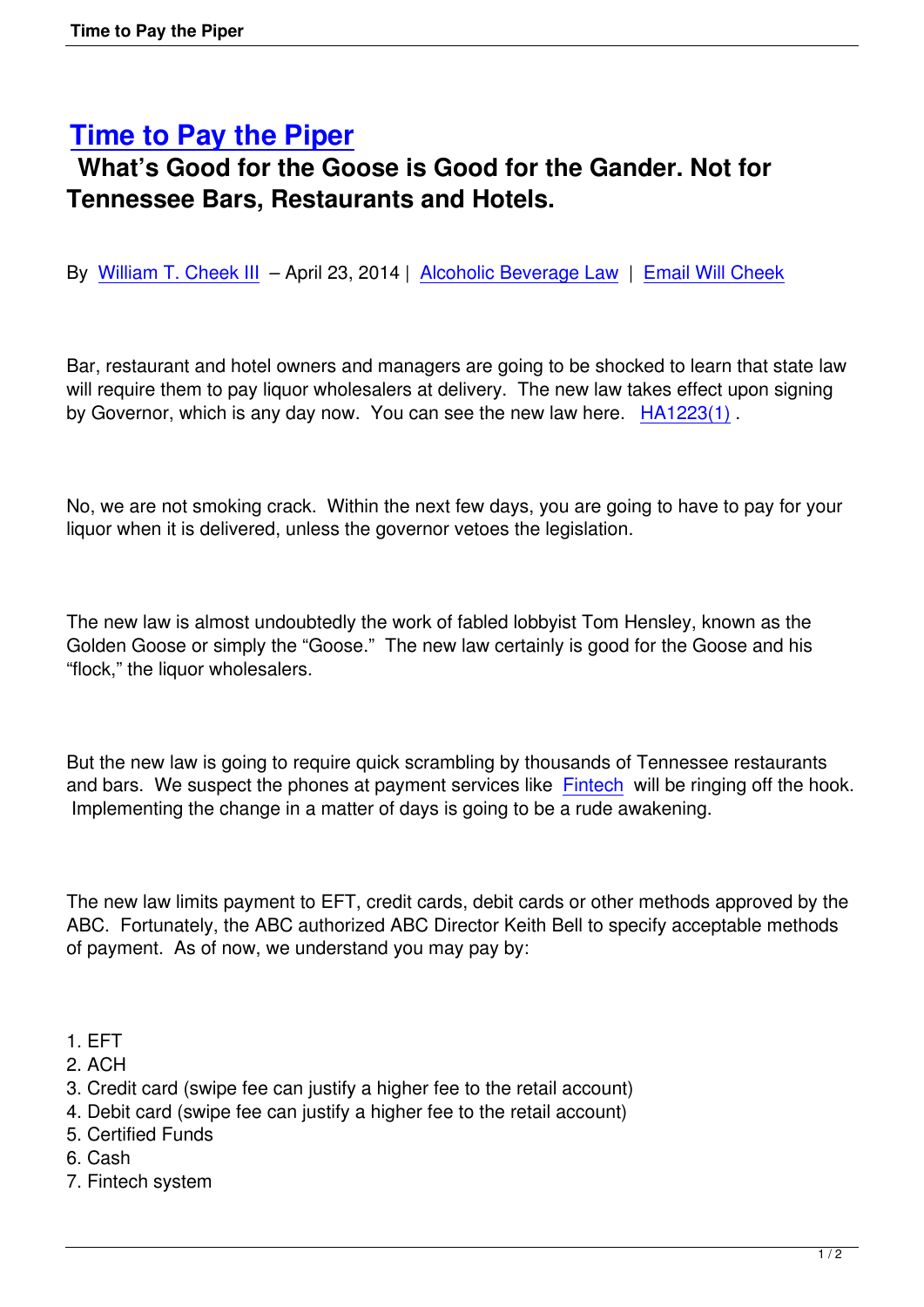# Time to Pay the Piper

## What's Good for the Goose is Good for the Gander. Not for Tennessee Bars, Restaurants and Hotels.

By William T. Cheek III – April 23, 2014 | Alcoholic Beverage Law | Email Will Cheek

Bar, restaurant and hotel owners and managers are going to be shocked to learn that state law will require them to pay liquor wholesalers at delivery. The new law takes effect upon signing by Governor, which is any day now. You can see the new law here. HA1223(1) .

No, we are not smoking crack. Within the next few days, you are going to have to pay for your liquor when it is delivered, unless the governor vetoes the legislation.

The new law is almost undoubtedly the work of fabled lobbyist Tom Hensley, known as the Golden Goose or simply the "Goose." The new law certainly is good for the Goose and his "flock," the liquor wholesalers.

But the new law is going to require quick scrambling by thousands of Tennessee restaurants and bars. We suspect the phones at payment services like Fintech will be ringing off the hook. Implementing the change in a matter of days is going to be a rude awakening.

The new law limits payment to EFT, credit cards, debit cards or other methods approved by the ABC. Fortunately, the ABC authorized ABC Director Keith Bell to specify acceptable methods of payment. As of now, we understand you may pay by:

1. EFT
2. ACH
3. Credit card (swipe fee can justify a higher fee to the retail account)
4. Debit card (swipe fee can justify a higher fee to the retail account)
5. Certified Funds
6. Cash
7. Fintech system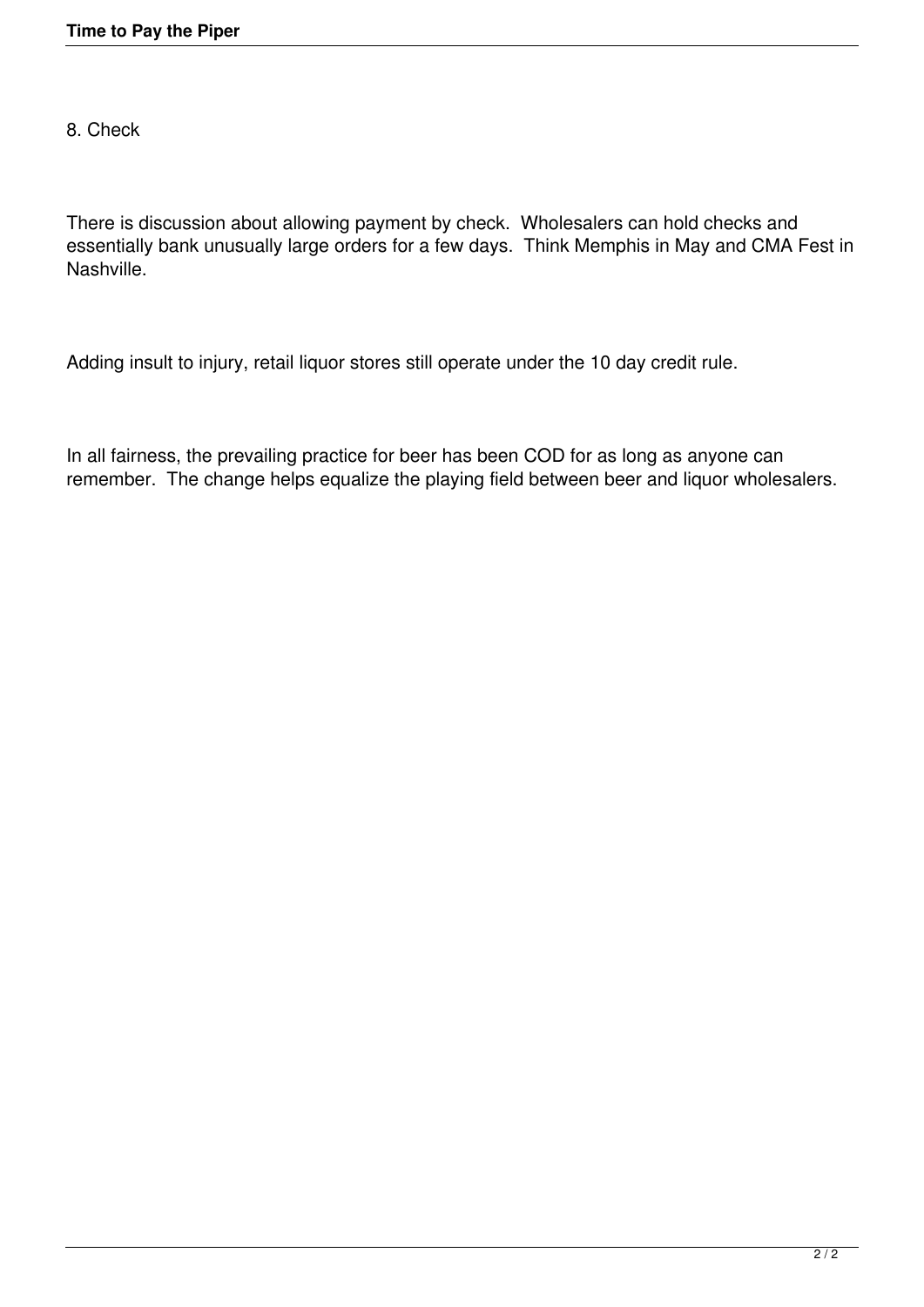8. Check

There is discussion about allowing payment by check. Wholesalers can hold checks and essentially bank unusually large orders for a few days. Think Memphis in May and CMA Fest in Nashville.

Adding insult to injury, retail liquor stores still operate under the 10 day credit rule.

In all fairness, the prevailing practice for beer has been COD for as long as anyone can remember. The change helps equalize the playing field between beer and liquor wholesalers.